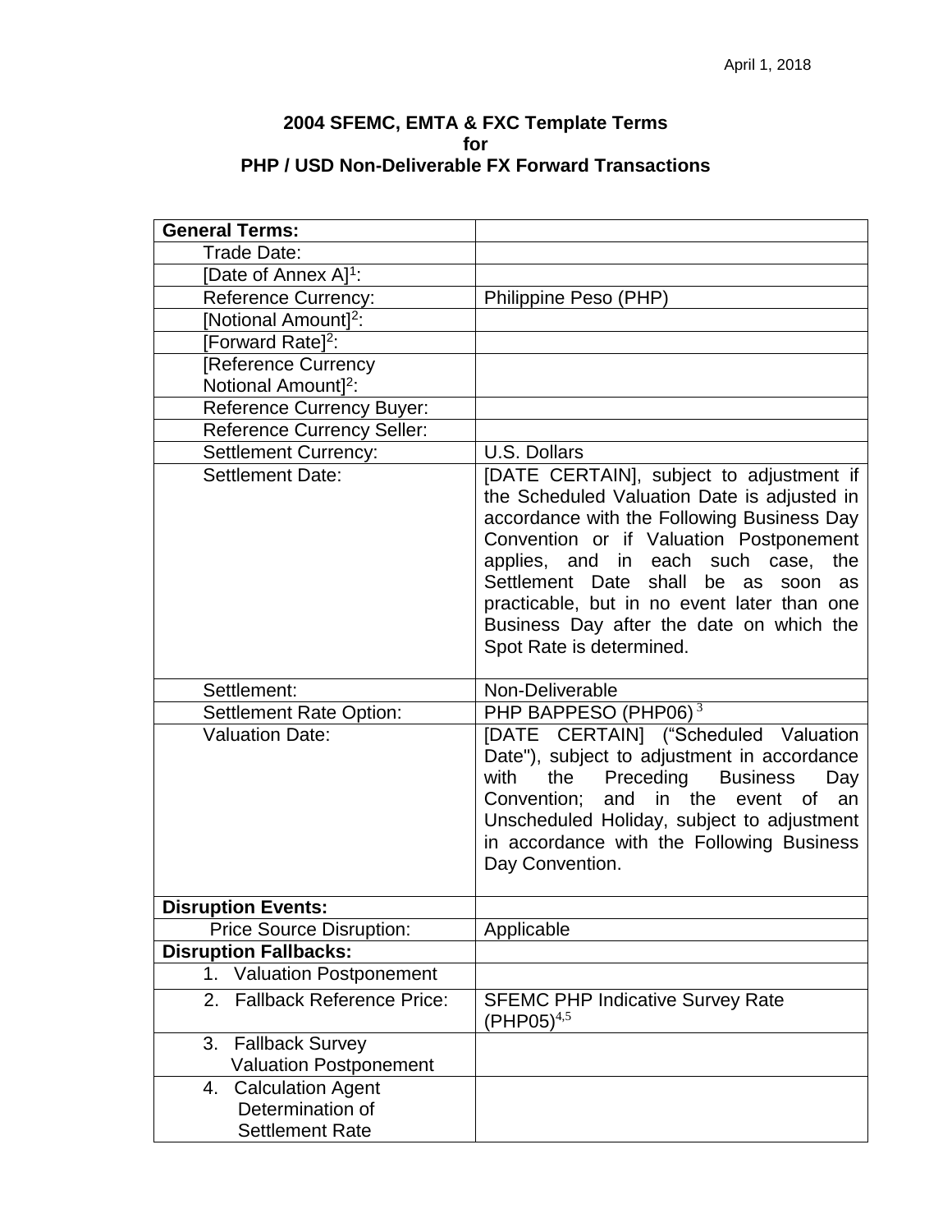April 1, 2018

**2004 SFEMC, EMTA & FXC Template Terms**
**for**
**PHP / USD Non-Deliverable FX Forward Transactions**

| **General Terms:** | |
|---|---|
| Trade Date: | |
| [Date of Annex A][1]: | |
| Reference Currency: | Philippine Peso (PHP) |
| [Notional Amount][2]: | |
| [Forward Rate][2]: | |
| [Reference Currency Notional Amount][2]: | |
| Reference Currency Buyer: | |
| Reference Currency Seller: | |
| Settlement Currency: | U.S. Dollars |
| Settlement Date: | [DATE CERTAIN], subject to adjustment if the Scheduled Valuation Date is adjusted in accordance with the Following Business Day Convention or if Valuation Postponement applies, and in each such case, the Settlement Date shall be as soon as practicable, but in no event later than one Business Day after the date on which the Spot Rate is determined. |
| Settlement: | Non-Deliverable |
| Settlement Rate Option: | PHP BAPPESO (PHP06) [3] |
| Valuation Date: | [DATE CERTAIN] ("Scheduled Valuation Date"), subject to adjustment in accordance with the Preceding Business Day Convention; and in the event of an Unscheduled Holiday, subject to adjustment in accordance with the Following Business Day Convention. |
| **Disruption Events:** | |
| Price Source Disruption: | Applicable |
| **Disruption Fallbacks:** | |
| 1. Valuation Postponement | |
| 2. Fallback Reference Price: | SFEMC PHP Indicative Survey Rate (PHP05)[4,5] |
| 3. Fallback Survey Valuation Postponement | |
| 4. Calculation Agent Determination of Settlement Rate | |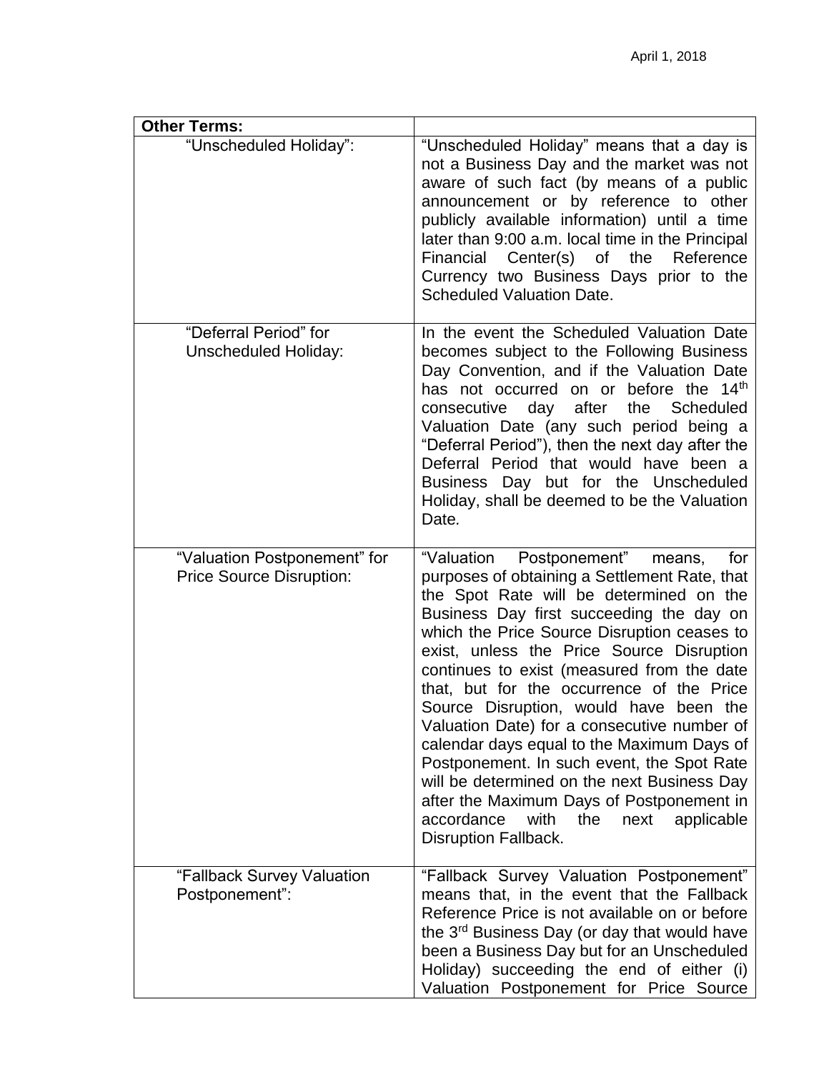| **Other Terms:** | |
|---|---|
| "Unscheduled Holiday": | "Unscheduled Holiday" means that a day is not a Business Day and the market was not aware of such fact (by means of a public announcement or by reference to other publicly available information) until a time later than 9:00 a.m. local time in the Principal Financial Center(s) of the Reference Currency two Business Days prior to the Scheduled Valuation Date. |
| "Deferral Period" for Unscheduled Holiday: | In the event the Scheduled Valuation Date becomes subject to the Following Business Day Convention, and if the Valuation Date has not occurred on or before the 14th consecutive day after the Scheduled Valuation Date (any such period being a "Deferral Period"), then the next day after the Deferral Period that would have been a Business Day but for the Unscheduled Holiday, shall be deemed to be the Valuation Date. |
| "Valuation Postponement" for Price Source Disruption: | "Valuation Postponement" means, for purposes of obtaining a Settlement Rate, that the Spot Rate will be determined on the Business Day first succeeding the day on which the Price Source Disruption ceases to exist, unless the Price Source Disruption continues to exist (measured from the date that, but for the occurrence of the Price Source Disruption, would have been the Valuation Date) for a consecutive number of calendar days equal to the Maximum Days of Postponement. In such event, the Spot Rate will be determined on the next Business Day after the Maximum Days of Postponement in accordance with the next applicable Disruption Fallback. |
| "Fallback Survey Valuation Postponement": | "Fallback Survey Valuation Postponement" means that, in the event that the Fallback Reference Price is not available on or before the 3rd Business Day (or day that would have been a Business Day but for an Unscheduled Holiday) succeeding the end of either (i) Valuation Postponement for Price Source |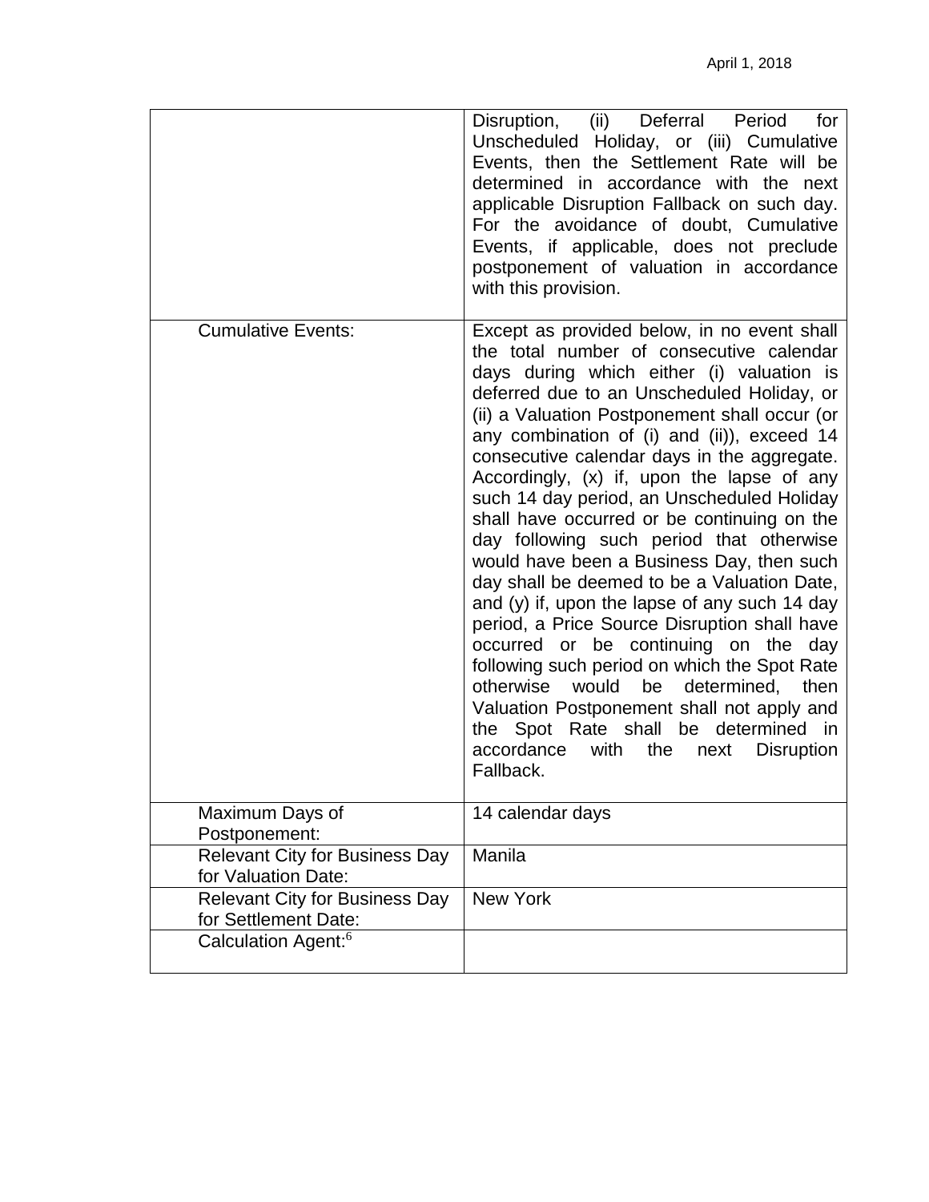| | |
|---|---|
| | Disruption, (ii) Deferral Period for Unscheduled Holiday, or (iii) Cumulative Events, then the Settlement Rate will be determined in accordance with the next applicable Disruption Fallback on such day. For the avoidance of doubt, Cumulative Events, if applicable, does not preclude postponement of valuation in accordance with this provision. |
| Cumulative Events: | Except as provided below, in no event shall the total number of consecutive calendar days during which either (i) valuation is deferred due to an Unscheduled Holiday, or (ii) a Valuation Postponement shall occur (or any combination of (i) and (ii)), exceed 14 consecutive calendar days in the aggregate. Accordingly, (x) if, upon the lapse of any such 14 day period, an Unscheduled Holiday shall have occurred or be continuing on the day following such period that otherwise would have been a Business Day, then such day shall be deemed to be a Valuation Date, and (y) if, upon the lapse of any such 14 day period, a Price Source Disruption shall have occurred or be continuing on the day following such period on which the Spot Rate otherwise would be determined, then Valuation Postponement shall not apply and the Spot Rate shall be determined in accordance with the next Disruption Fallback. |
| Maximum Days of Postponement: | 14 calendar days |
| Relevant City for Business Day for Valuation Date: | Manila |
| Relevant City for Business Day for Settlement Date: | New York |
| Calculation Agent:[6] | |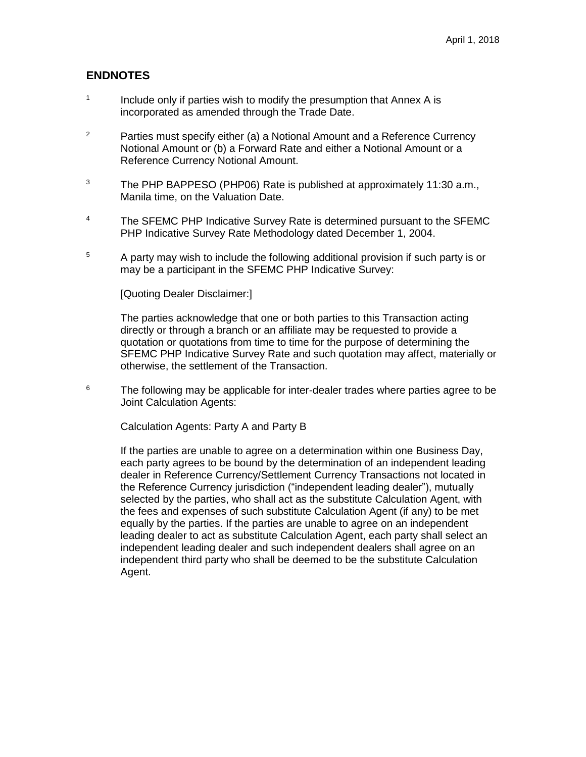## ENDNOTES

[1] Include only if parties wish to modify the presumption that Annex A is incorporated as amended through the Trade Date.

[2] Parties must specify either (a) a Notional Amount and a Reference Currency Notional Amount or (b) a Forward Rate and either a Notional Amount or a Reference Currency Notional Amount.

[3] The PHP BAPPESO (PHP06) Rate is published at approximately 11:30 a.m., Manila time, on the Valuation Date.

[4] The SFEMC PHP Indicative Survey Rate is determined pursuant to the SFEMC PHP Indicative Survey Rate Methodology dated December 1, 2004.

[5] A party may wish to include the following additional provision if such party is or may be a participant in the SFEMC PHP Indicative Survey:

[Quoting Dealer Disclaimer:]

The parties acknowledge that one or both parties to this Transaction acting directly or through a branch or an affiliate may be requested to provide a quotation or quotations from time to time for the purpose of determining the SFEMC PHP Indicative Survey Rate and such quotation may affect, materially or otherwise, the settlement of the Transaction.

[6] The following may be applicable for inter-dealer trades where parties agree to be Joint Calculation Agents:

Calculation Agents: Party A and Party B

If the parties are unable to agree on a determination within one Business Day, each party agrees to be bound by the determination of an independent leading dealer in Reference Currency/Settlement Currency Transactions not located in the Reference Currency jurisdiction ("independent leading dealer"), mutually selected by the parties, who shall act as the substitute Calculation Agent, with the fees and expenses of such substitute Calculation Agent (if any) to be met equally by the parties. If the parties are unable to agree on an independent leading dealer to act as substitute Calculation Agent, each party shall select an independent leading dealer and such independent dealers shall agree on an independent third party who shall be deemed to be the substitute Calculation Agent.